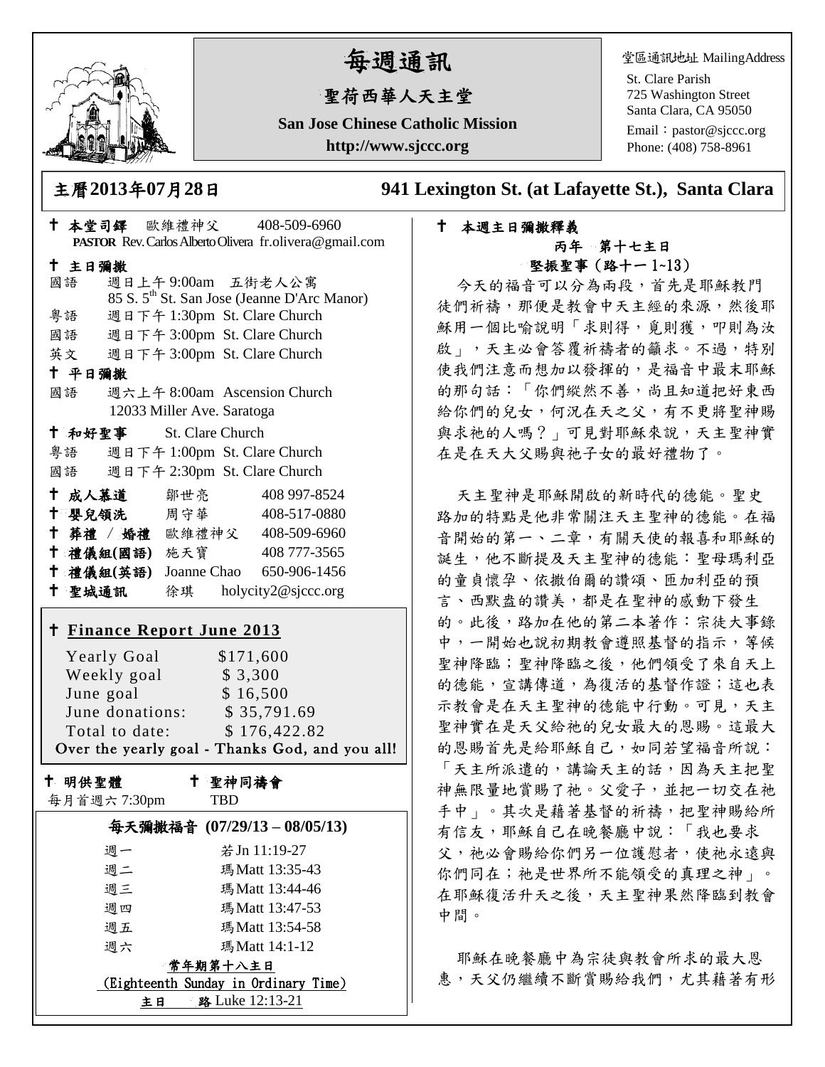# 每週通訊

## 聖荷西華人天主堂

**San Jose Chinese Catholic Mission**

**http://www.sjccc.org**

堂區通訊地址 MailingAddress
St. Clare Parish
725 Washington Street
Santa Clara, CA 95050
Email：pastor@sjccc.org
Phone: (408) 758-8961

**主曆2013年07月28日　　941 Lexington St. (at Lafayette St.), Santa Clara**

✝ **本堂司鐸** 歐維禮神父 408-509-6960
**PASTOR** Rev. Carlos Alberto Olivera fr.olivera@gmail.com

✝ **主日彌撒**
國語 週日上午 9:00am 五街老人公寓
85 S. 5th St. San Jose (Jeanne D'Arc Manor)
粵語 週日下午 1:30pm St. Clare Church
國語 週日下午 3:00pm St. Clare Church
英文 週日下午 3:00pm St. Clare Church

✝ **平日彌撒**
國語 週六上午 8:00am Ascension Church
12033 Miller Ave. Saratoga

✝ **和好聖事** St. Clare Church
粵語 週日下午 1:00pm St. Clare Church
國語 週日下午 2:30pm St. Clare Church

✝ **成人慕道** 鄒世亮 408 997-8524
✝ **嬰兒領洗** 周守華 408-517-0880
✝ **葬禮 / 婚禮** 歐維禮神父 408-509-6960
✝ **禮儀組(國語)** 施天寶 408 777-3565
✝ **禮儀組(英語)** Joanne Chao 650-906-1456
✝ **聖城通訊** 徐琪 holycity2@sjccc.org

✝ **Finance Report June 2013**

| | |
|---|---|
| Yearly Goal | $171,600 |
| Weekly goal | $ 3,300 |
| June goal | $ 16,500 |
| June donations: | $ 35,791.69 |
| Total to date: | $ 176,422.82 |

Over the yearly goal - Thanks God, and you all!

✝ **明供聖體**
每月首週六 7:30pm

✝ **聖神同禱會**
TBD

**每天彌撒福音 (07/29/13 – 08/05/13)**

| | |
|---|---|
| 週一 | 若 Jn 11:19-27 |
| 週二 | 瑪 Matt 13:35-43 |
| 週三 | 瑪 Matt 13:44-46 |
| 週四 | 瑪 Matt 13:47-53 |
| 週五 | 瑪 Matt 13:54-58 |
| 週六 | 瑪 Matt 14:1-12 |

**常年期第十八主日**
(Eighteenth Sunday in Ordinary Time)
**主日　路** Luke 12:13-21

✝ **本週主日彌撒釋義**

**丙年 第十七主日**
**堅振聖事（路十一 1~13）**

今天的福音可以分為兩段，首先是耶穌教門徒們祈禱，那便是教會中天主經的來源，然後耶穌用一個比喻說明「求則得，覓則獲，叩則為汝啟」，天主必會答覆祈禱者的籲求。不過，特別使我們注意而想加以發揮的，是福音中最末耶穌的那句話：「你們縱然不善，尚且知道把好東西給你們的兒女，何況在天之父，有不更將聖神賜與求祂的人嗎？」可見對耶穌來說，天主聖神實在是在天大父賜與祂子女的最好禮物了。

天主聖神是耶穌開啟的新時代的德能。聖史路加的特點是他非常關注天主聖神的德能。在福音開始的第一、二章，有關天使的報喜和耶穌的誕生，他不斷提及天主聖神的德能：聖母瑪利亞的童貞懷孕、依撒伯爾的讚頌、匝加利亞的預言、西默盎的讚美，都是在聖神的感動下發生的。此後，路加在他的第二本著作：宗徒大事錄中，一開始也說初期教會遵照基督的指示，等候聖神降臨；聖神降臨之後，他們領受了來自天上的德能，宣講傳道，為復活的基督作證；這也表示教會是在天主聖神的德能中行動。可見，天主聖神實在是天父給祂的兒女最大的恩賜。這最大的恩賜首先是給耶穌自己，如同若望福音所說：「天主所派遣的，講論天主的話，因為天主把聖神無限量地賞賜了祂。父愛子，並把一切交在祂手中」。其次是藉著基督的祈禱，把聖神賜給所有信友，耶穌自己在晚餐廳中說：「我也要求父，祂必會賜給你們另一位護慰者，使祂永遠與你們同在；祂是世界所不能領受的真理之神」。在耶穌復活升天之後，天主聖神果然降臨到教會中間。

耶穌在晚餐廳中為宗徒與教會所求的最大恩惠，天父仍繼續不斷賞賜給我們，尤其藉著有形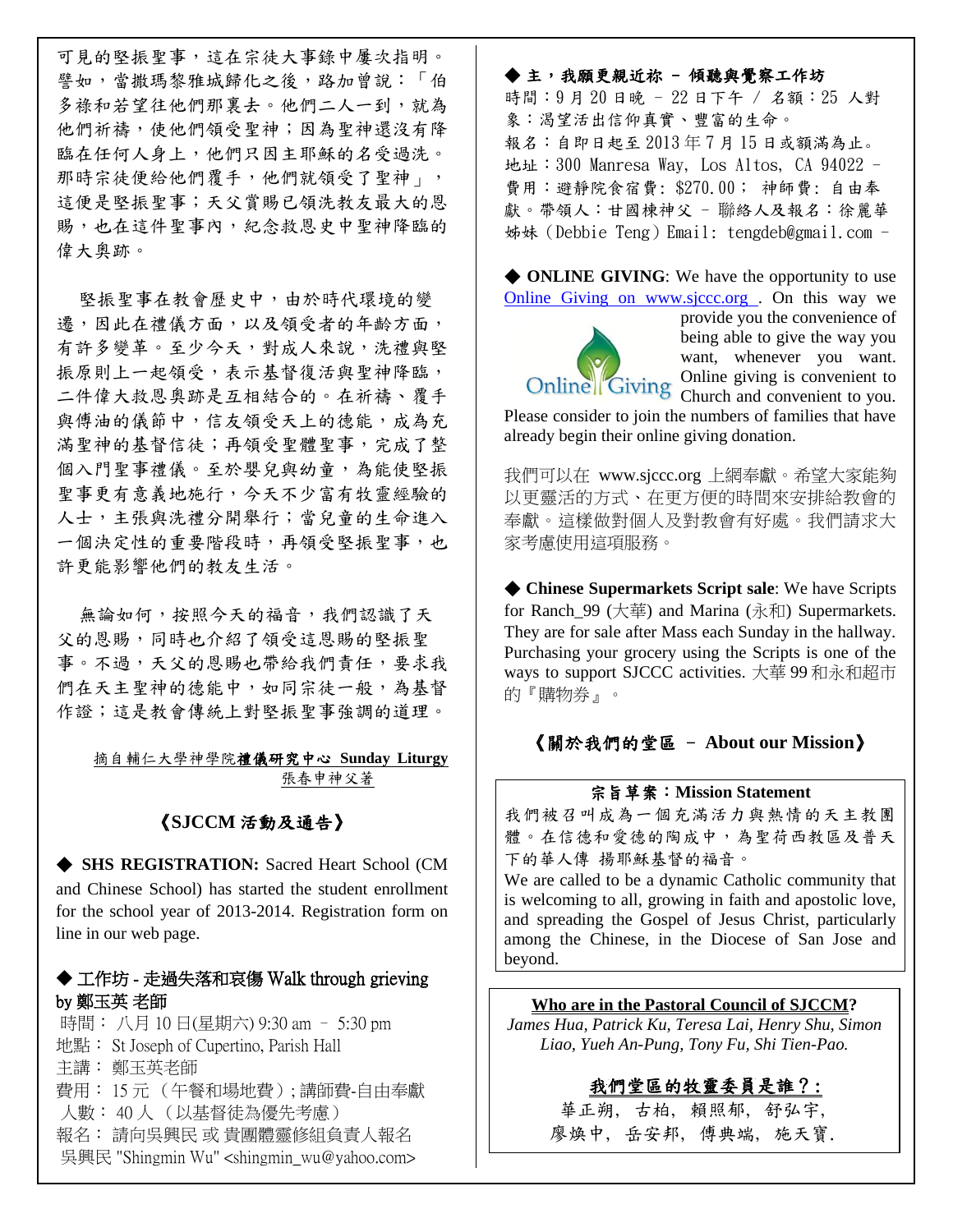可見的堅振聖事，這在宗徒大事錄中屢次指明。譬如，當撒瑪黎雅城歸化之後，路加曾說：「伯多祿和若望往他們那裏去。他們二人一到，就為他們祈禱，使他們領受聖神；因為聖神還沒有降臨在任何人身上，他們只因主耶穌的名受過洗。那時宗徒便給他們覆手，他們就領受了聖神」，這便是堅振聖事；天父賞賜已領洗教友最大的恩賜，也在這件聖事內，紀念救恩史中聖神降臨的偉大奧跡。

堅振聖事在教會歷史中，由於時代環境的變遷，因此在禮儀方面，以及領受者的年齡方面，有許多變革。至少今天，對成人來說，洗禮與堅振原則上一起領受，表示基督復活與聖神降臨，二件偉大救恩奧跡是互相結合的。在祈禱、覆手與傅油的儀節中，信友領受天上的德能，成為充滿聖神的基督信徒；再領受聖體聖事，完成了整個入門聖事禮儀。至於嬰兒與幼童，為能使堅振聖事更有意義地施行，今天不少富有牧靈經驗的人士，主張與洗禮分開舉行；當兒童的生命進入一個決定性的重要階段時，再領受堅振聖事，也許更能影響他們的教友生活。

無論如何，按照今天的福音，我們認識了天父的恩賜，同時也介紹了領受這恩賜的堅振聖事。不過，天父的恩賜也帶給我們責任，要求我們在天主聖神的德能中，如同宗徒一般，為基督作證；這是教會傳統上對堅振聖事強調的道理。

摘自輔仁大學神學院**禮儀研究中心 Sunday Liturgy**
張春申神父著

## 《SJCCM 活動及通告》

◆ **SHS REGISTRATION:** Sacred Heart School (CM and Chinese School) has started the student enrollment for the school year of 2013-2014. Registration form on line in our web page.

### ◆ 工作坊 - 走過失落和哀傷 Walk through grieving by 鄭玉英 老師

時間： 八月 10 日(星期六) 9:30 am – 5:30 pm
地點： St Joseph of Cupertino, Parish Hall
主講： 鄭玉英老師
費用： 15 元 （午餐和場地費）; 講師費-自由奉獻
人數： 40 人 （以基督徒為優先考慮）
報名： 請向吳興民 或 貴團體靈修組負責人報名
吳興民 "Shingmin Wu" <shingmin_wu@yahoo.com>

### ◆ 主，我願更親近祢 – 傾聽與覺察工作坊

時間：9 月 20 日晚 – 22 日下午 / 名額：25 人對象：渴望活出信仰真實、豐富的生命。
報名：自即日起至 2013 年 7 月 15 日或額滿為止。
地址：300 Manresa Way, Los Altos, CA 94022 –
費用：避靜院食宿費: $270.00； 神師費: 自由奉獻。帶領人：甘國棟神父 – 聯絡人及報名：徐麗華姊妹（Debbie Teng）Email: tengdeb@gmail.com –

◆ **ONLINE GIVING**: We have the opportunity to use Online Giving on www.sjccc.org . On this way we provide you the convenience of being able to give the way you want, whenever you want. Online giving is convenient to Church and convenient to you. Please consider to join the numbers of families that have already begin their online giving donation.

我們可以在 www.sjccc.org 上網奉獻。希望大家能夠以更靈活的方式、在更方便的時間來安排給教會的奉獻。這樣做對個人及對教會有好處。我們請求大家考慮使用這項服務。

◆ **Chinese Supermarkets Script sale**: We have Scripts for Ranch_99 (大華) and Marina (永和) Supermarkets. They are for sale after Mass each Sunday in the hallway. Purchasing your grocery using the Scripts is one of the ways to support SJCCC activities. 大華 99 和永和超市的『購物券』。

## 《關於我們的堂區 – About our Mission》

**宗旨草案：Mission Statement**

我們被召叫成為一個充滿活力與熱情的天主教團體。在信德和愛德的陶成中，為聖荷西教區及普天下的華人傳 揚耶穌基督的福音。

We are called to be a dynamic Catholic community that is welcoming to all, growing in faith and apostolic love, and spreading the Gospel of Jesus Christ, particularly among the Chinese, in the Diocese of San Jose and beyond.

**Who are in the Pastoral Council of SJCCM?**

*James Hua, Patrick Ku, Teresa Lai, Henry Shu, Simon Liao, Yueh An-Pung, Tony Fu, Shi Tien-Pao.*

**我們堂區的牧靈委員是誰？:**

華正朔, 古柏, 賴照郁, 舒弘宇,
廖煥中, 岳安邦, 傅典端, 施天寶.